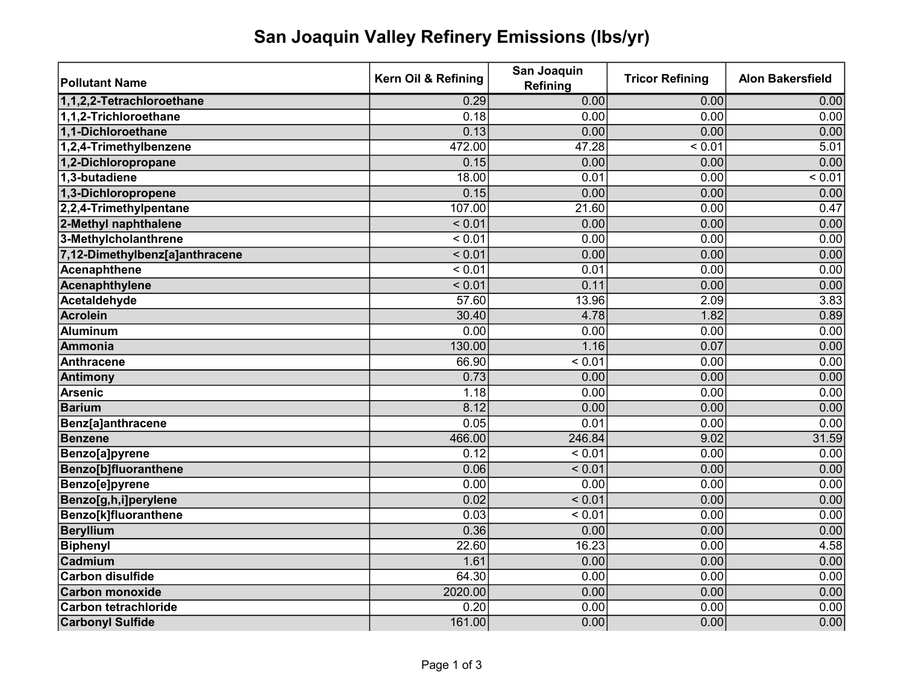# San Joaquin Valley Refinery Emissions (lbs/yr)

| Pollutant Name | Kern Oil & Refining | San Joaquin Refining | Tricor Refining | Alon Bakersfield |
|---|---|---|---|---|
| 1,1,2,2-Tetrachloroethane | 0.29 | 0.00 | 0.00 | 0.00 |
| 1,1,2-Trichloroethane | 0.18 | 0.00 | 0.00 | 0.00 |
| 1,1-Dichloroethane | 0.13 | 0.00 | 0.00 | 0.00 |
| 1,2,4-Trimethylbenzene | 472.00 | 47.28 | < 0.01 | 5.01 |
| 1,2-Dichloropropane | 0.15 | 0.00 | 0.00 | 0.00 |
| 1,3-butadiene | 18.00 | 0.01 | 0.00 | < 0.01 |
| 1,3-Dichloropropene | 0.15 | 0.00 | 0.00 | 0.00 |
| 2,2,4-Trimethylpentane | 107.00 | 21.60 | 0.00 | 0.47 |
| 2-Methyl naphthalene | < 0.01 | 0.00 | 0.00 | 0.00 |
| 3-Methylcholanthrene | < 0.01 | 0.00 | 0.00 | 0.00 |
| 7,12-Dimethylbenz[a]anthracene | < 0.01 | 0.00 | 0.00 | 0.00 |
| Acenaphthene | < 0.01 | 0.01 | 0.00 | 0.00 |
| Acenaphthylene | < 0.01 | 0.11 | 0.00 | 0.00 |
| Acetaldehyde | 57.60 | 13.96 | 2.09 | 3.83 |
| Acrolein | 30.40 | 4.78 | 1.82 | 0.89 |
| Aluminum | 0.00 | 0.00 | 0.00 | 0.00 |
| Ammonia | 130.00 | 1.16 | 0.07 | 0.00 |
| Anthracene | 66.90 | < 0.01 | 0.00 | 0.00 |
| Antimony | 0.73 | 0.00 | 0.00 | 0.00 |
| Arsenic | 1.18 | 0.00 | 0.00 | 0.00 |
| Barium | 8.12 | 0.00 | 0.00 | 0.00 |
| Benz[a]anthracene | 0.05 | 0.01 | 0.00 | 0.00 |
| Benzene | 466.00 | 246.84 | 9.02 | 31.59 |
| Benzo[a]pyrene | 0.12 | < 0.01 | 0.00 | 0.00 |
| Benzo[b]fluoranthene | 0.06 | < 0.01 | 0.00 | 0.00 |
| Benzo[e]pyrene | 0.00 | 0.00 | 0.00 | 0.00 |
| Benzo[g,h,i]perylene | 0.02 | < 0.01 | 0.00 | 0.00 |
| Benzo[k]fluoranthene | 0.03 | < 0.01 | 0.00 | 0.00 |
| Beryllium | 0.36 | 0.00 | 0.00 | 0.00 |
| Biphenyl | 22.60 | 16.23 | 0.00 | 4.58 |
| Cadmium | 1.61 | 0.00 | 0.00 | 0.00 |
| Carbon disulfide | 64.30 | 0.00 | 0.00 | 0.00 |
| Carbon monoxide | 2020.00 | 0.00 | 0.00 | 0.00 |
| Carbon tetrachloride | 0.20 | 0.00 | 0.00 | 0.00 |
| Carbonyl Sulfide | 161.00 | 0.00 | 0.00 | 0.00 |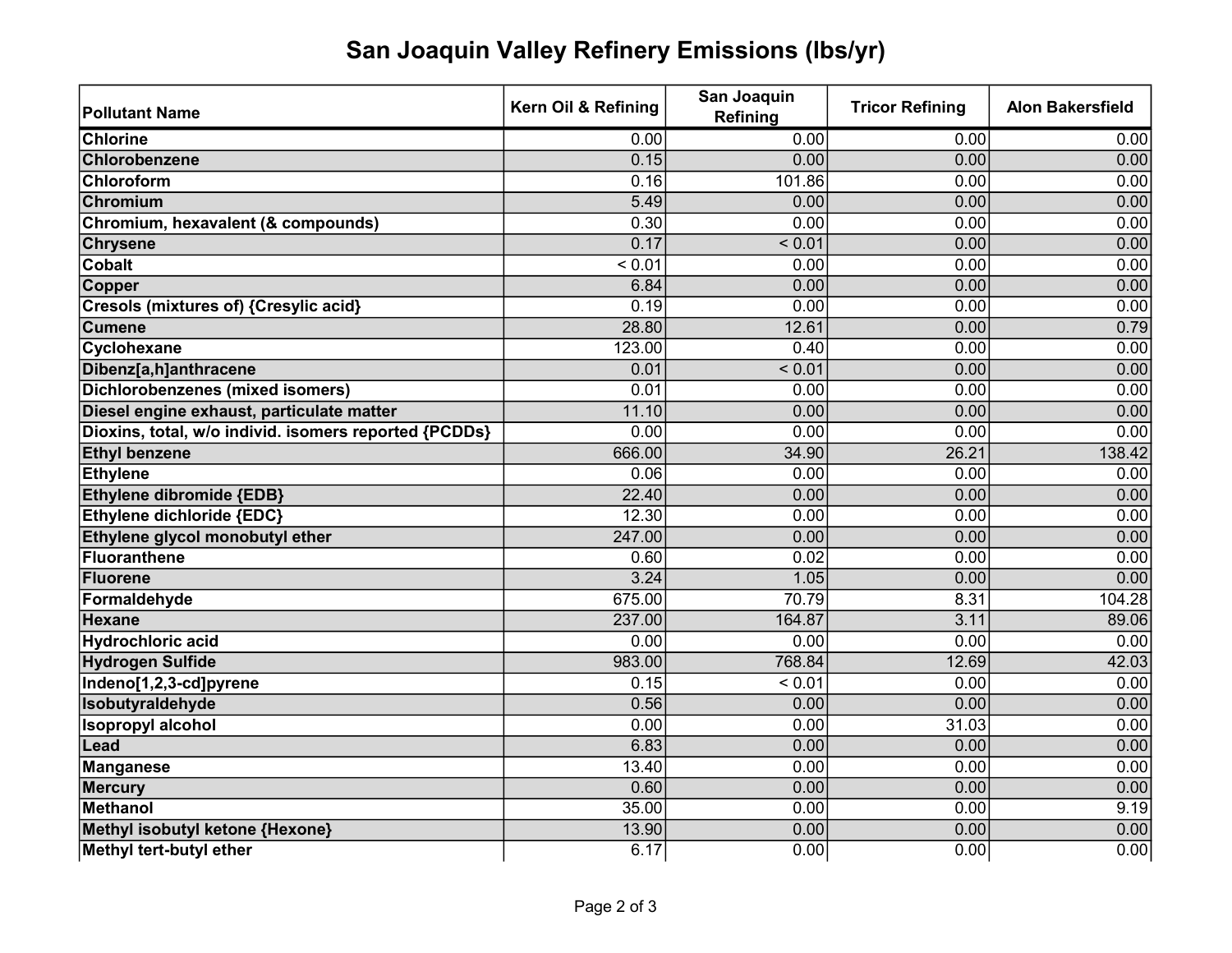# San Joaquin Valley Refinery Emissions (lbs/yr)

| Pollutant Name | Kern Oil & Refining | San Joaquin Refining | Tricor Refining | Alon Bakersfield |
|---|---|---|---|---|
| Chlorine | 0.00 | 0.00 | 0.00 | 0.00 |
| Chlorobenzene | 0.15 | 0.00 | 0.00 | 0.00 |
| Chloroform | 0.16 | 101.86 | 0.00 | 0.00 |
| Chromium | 5.49 | 0.00 | 0.00 | 0.00 |
| Chromium, hexavalent (& compounds) | 0.30 | 0.00 | 0.00 | 0.00 |
| Chrysene | 0.17 | < 0.01 | 0.00 | 0.00 |
| Cobalt | < 0.01 | 0.00 | 0.00 | 0.00 |
| Copper | 6.84 | 0.00 | 0.00 | 0.00 |
| Cresols (mixtures of) {Cresylic acid} | 0.19 | 0.00 | 0.00 | 0.00 |
| Cumene | 28.80 | 12.61 | 0.00 | 0.79 |
| Cyclohexane | 123.00 | 0.40 | 0.00 | 0.00 |
| Dibenz[a,h]anthracene | 0.01 | < 0.01 | 0.00 | 0.00 |
| Dichlorobenzenes (mixed isomers) | 0.01 | 0.00 | 0.00 | 0.00 |
| Diesel engine exhaust, particulate matter | 11.10 | 0.00 | 0.00 | 0.00 |
| Dioxins, total, w/o individ. isomers reported {PCDDs} | 0.00 | 0.00 | 0.00 | 0.00 |
| Ethyl benzene | 666.00 | 34.90 | 26.21 | 138.42 |
| Ethylene | 0.06 | 0.00 | 0.00 | 0.00 |
| Ethylene dibromide {EDB} | 22.40 | 0.00 | 0.00 | 0.00 |
| Ethylene dichloride {EDC} | 12.30 | 0.00 | 0.00 | 0.00 |
| Ethylene glycol monobutyl ether | 247.00 | 0.00 | 0.00 | 0.00 |
| Fluoranthene | 0.60 | 0.02 | 0.00 | 0.00 |
| Fluorene | 3.24 | 1.05 | 0.00 | 0.00 |
| Formaldehyde | 675.00 | 70.79 | 8.31 | 104.28 |
| Hexane | 237.00 | 164.87 | 3.11 | 89.06 |
| Hydrochloric acid | 0.00 | 0.00 | 0.00 | 0.00 |
| Hydrogen Sulfide | 983.00 | 768.84 | 12.69 | 42.03 |
| Indeno[1,2,3-cd]pyrene | 0.15 | < 0.01 | 0.00 | 0.00 |
| Isobutyraldehyde | 0.56 | 0.00 | 0.00 | 0.00 |
| Isopropyl alcohol | 0.00 | 0.00 | 31.03 | 0.00 |
| Lead | 6.83 | 0.00 | 0.00 | 0.00 |
| Manganese | 13.40 | 0.00 | 0.00 | 0.00 |
| Mercury | 0.60 | 0.00 | 0.00 | 0.00 |
| Methanol | 35.00 | 0.00 | 0.00 | 9.19 |
| Methyl isobutyl ketone {Hexone} | 13.90 | 0.00 | 0.00 | 0.00 |
| Methyl tert-butyl ether | 6.17 | 0.00 | 0.00 | 0.00 |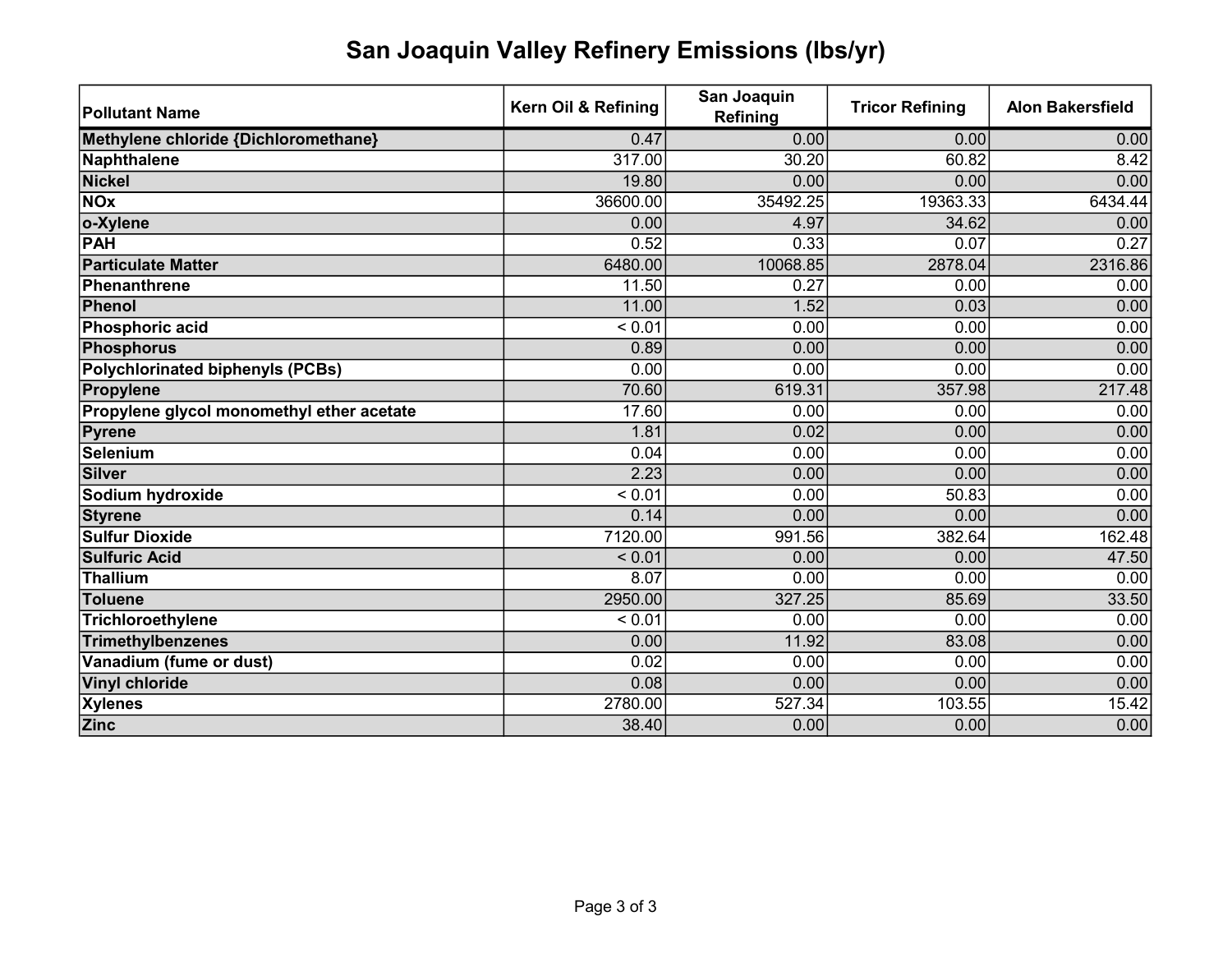# San Joaquin Valley Refinery Emissions (lbs/yr)

| Pollutant Name | Kern Oil & Refining | San Joaquin Refining | Tricor Refining | Alon Bakersfield |
|---|---|---|---|---|
| Methylene chloride {Dichloromethane} | 0.47 | 0.00 | 0.00 | 0.00 |
| Naphthalene | 317.00 | 30.20 | 60.82 | 8.42 |
| Nickel | 19.80 | 0.00 | 0.00 | 0.00 |
| NOx | 36600.00 | 35492.25 | 19363.33 | 6434.44 |
| o-Xylene | 0.00 | 4.97 | 34.62 | 0.00 |
| PAH | 0.52 | 0.33 | 0.07 | 0.27 |
| Particulate Matter | 6480.00 | 10068.85 | 2878.04 | 2316.86 |
| Phenanthrene | 11.50 | 0.27 | 0.00 | 0.00 |
| Phenol | 11.00 | 1.52 | 0.03 | 0.00 |
| Phosphoric acid | < 0.01 | 0.00 | 0.00 | 0.00 |
| Phosphorus | 0.89 | 0.00 | 0.00 | 0.00 |
| Polychlorinated biphenyls (PCBs) | 0.00 | 0.00 | 0.00 | 0.00 |
| Propylene | 70.60 | 619.31 | 357.98 | 217.48 |
| Propylene glycol monomethyl ether acetate | 17.60 | 0.00 | 0.00 | 0.00 |
| Pyrene | 1.81 | 0.02 | 0.00 | 0.00 |
| Selenium | 0.04 | 0.00 | 0.00 | 0.00 |
| Silver | 2.23 | 0.00 | 0.00 | 0.00 |
| Sodium hydroxide | < 0.01 | 0.00 | 50.83 | 0.00 |
| Styrene | 0.14 | 0.00 | 0.00 | 0.00 |
| Sulfur Dioxide | 7120.00 | 991.56 | 382.64 | 162.48 |
| Sulfuric Acid | < 0.01 | 0.00 | 0.00 | 47.50 |
| Thallium | 8.07 | 0.00 | 0.00 | 0.00 |
| Toluene | 2950.00 | 327.25 | 85.69 | 33.50 |
| Trichloroethylene | < 0.01 | 0.00 | 0.00 | 0.00 |
| Trimethylbenzenes | 0.00 | 11.92 | 83.08 | 0.00 |
| Vanadium (fume or dust) | 0.02 | 0.00 | 0.00 | 0.00 |
| Vinyl chloride | 0.08 | 0.00 | 0.00 | 0.00 |
| Xylenes | 2780.00 | 527.34 | 103.55 | 15.42 |
| Zinc | 38.40 | 0.00 | 0.00 | 0.00 |